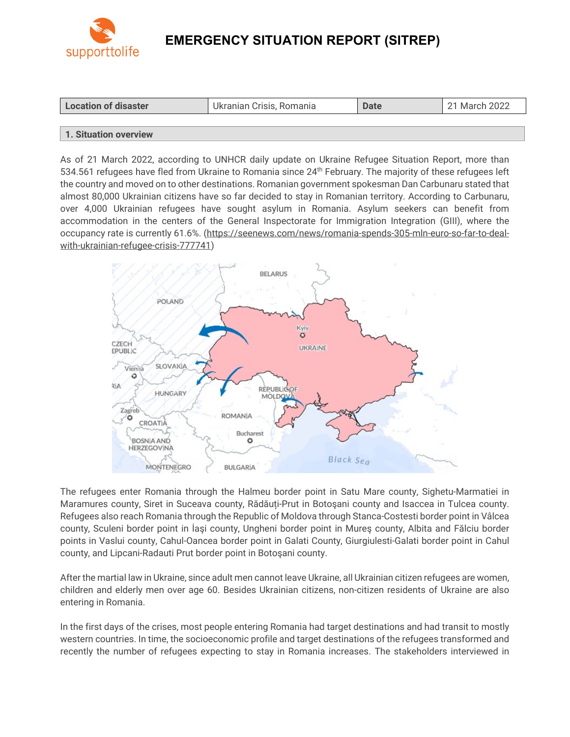# EMERGENCY SITUATION REPORT (SITREP)

| Location of disaster | Ukranian Crisis, Romania | Date | 21 March 2022 |
| --- | --- | --- | --- |

## 1. Situation overview

As of 21 March 2022, according to UNHCR daily update on Ukraine Refugee Situation Report, more than 534.561 refugees have fled from Ukraine to Romania since 24th February. The majority of these refugees left the country and moved on to other destinations. Romanian government spokesman Dan Carbunaru stated that almost 80,000 Ukrainian citizens have so far decided to stay in Romanian territory. According to Carbunaru, over 4,000 Ukrainian refugees have sought asylum in Romania. Asylum seekers can benefit from accommodation in the centers of the General Inspectorate for Immigration Integration (GIII), where the occupancy rate is currently 61.6%. (https://seenews.com/news/romania-spends-305-mln-euro-so-far-to-deal-with-ukrainian-refugee-crisis-777741)

The refugees enter Romania through the Halmeu border point in Satu Mare county, Sighetu-Marmatiei in Maramures county, Siret in Suceava county, Rădăuți-Prut in Botoşani county and Isaccea in Tulcea county. Refugees also reach Romania through the Republic of Moldova through Stanca-Costesti border point in Vâlcea county, Sculeni border point in Iaşi county, Ungheni border point in Mureş county, Albita and Fălciu border points in Vaslui county, Cahul-Oancea border point in Galati County, Giurgiulesti-Galati border point in Cahul county, and Lipcani-Radauti Prut border point in Botoşani county.

After the martial law in Ukraine, since adult men cannot leave Ukraine, all Ukrainian citizen refugees are women, children and elderly men over age 60. Besides Ukrainian citizens, non-citizen residents of Ukraine are also entering in Romania.

In the first days of the crises, most people entering Romania had target destinations and had transit to mostly western countries. In time, the socioeconomic profile and target destinations of the refugees transformed and recently the number of refugees expecting to stay in Romania increases. The stakeholders interviewed in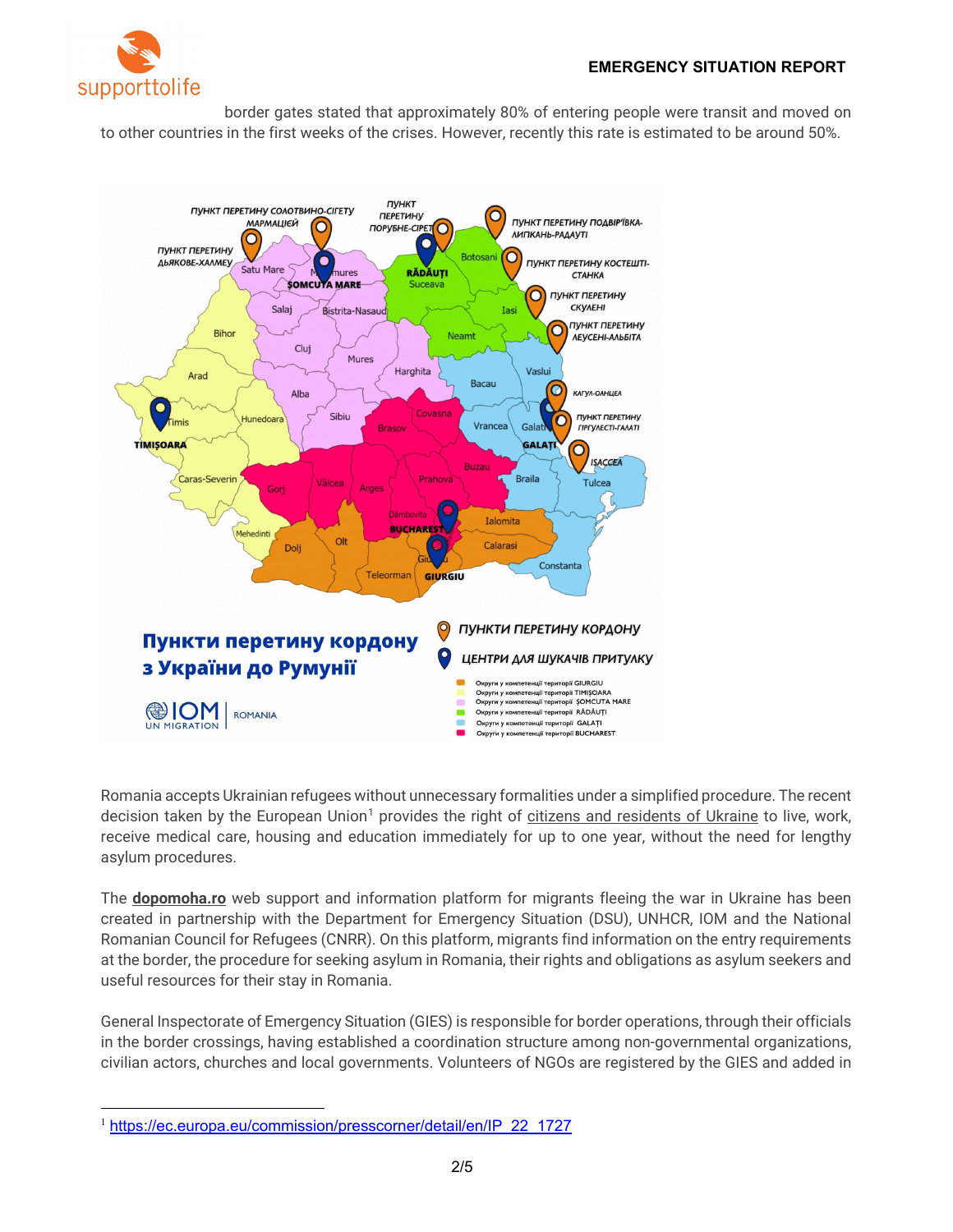border gates stated that approximately 80% of entering people were transit and moved on to other countries in the first weeks of the crises. However, recently this rate is estimated to be around 50%.

Romania accepts Ukrainian refugees without unnecessary formalities under a simplified procedure. The recent decision taken by the European Union[1] provides the right of citizens and residents of Ukraine to live, work, receive medical care, housing and education immediately for up to one year, without the need for lengthy asylum procedures.

The **dopomoha.ro** web support and information platform for migrants fleeing the war in Ukraine has been created in partnership with the Department for Emergency Situation (DSU), UNHCR, IOM and the National Romanian Council for Refugees (CNRR). On this platform, migrants find information on the entry requirements at the border, the procedure for seeking asylum in Romania, their rights and obligations as asylum seekers and useful resources for their stay in Romania.

General Inspectorate of Emergency Situation (GIES) is responsible for border operations, through their officials in the border crossings, having established a coordination structure among non-governmental organizations, civilian actors, churches and local governments. Volunteers of NGOs are registered by the GIES and added in

---

[1] https://ec.europa.eu/commission/presscorner/detail/en/IP_22_1727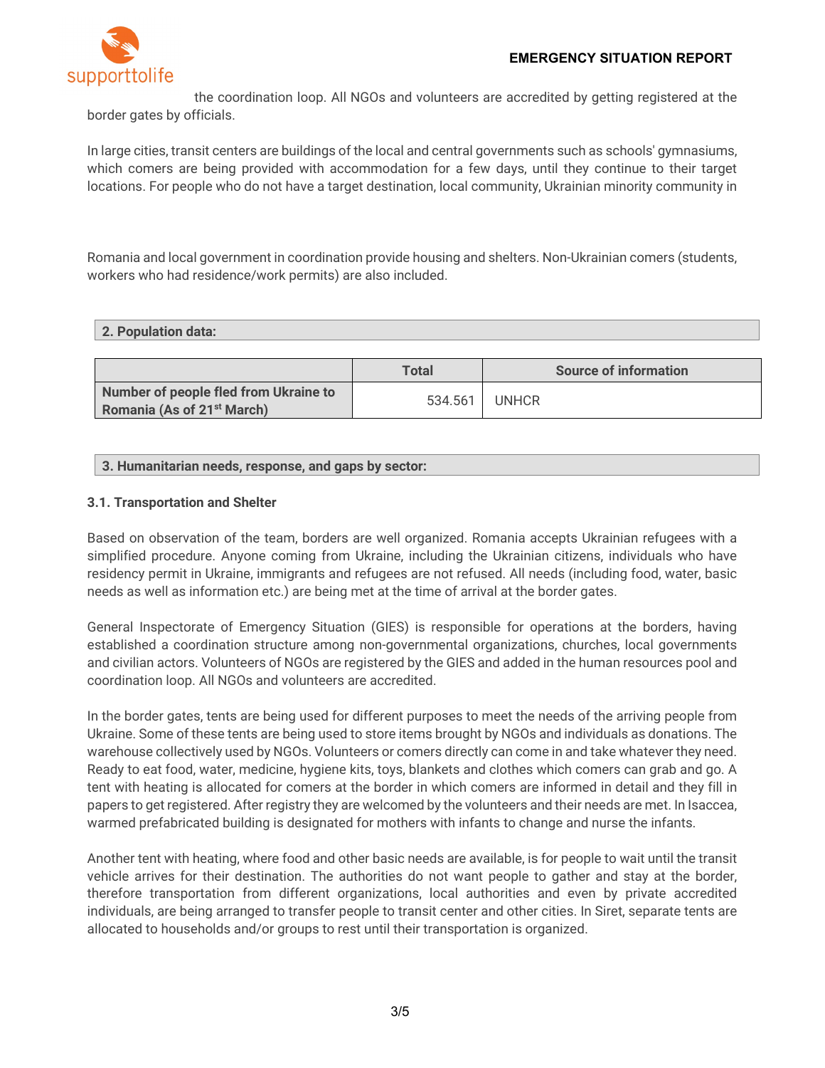the coordination loop. All NGOs and volunteers are accredited by getting registered at the border gates by officials.

In large cities, transit centers are buildings of the local and central governments such as schools' gymnasiums, which comers are being provided with accommodation for a few days, until they continue to their target locations. For people who do not have a target destination, local community, Ukrainian minority community in

Romania and local government in coordination provide housing and shelters. Non-Ukrainian comers (students, workers who had residence/work permits) are also included.

## 2. Population data:

| | Total | Source of information |
|---|---|---|
| **Number of people fled from Ukraine to Romania (As of 21st March)** | 534.561 | UNHCR |

## 3. Humanitarian needs, response, and gaps by sector:

### 3.1. Transportation and Shelter

Based on observation of the team, borders are well organized. Romania accepts Ukrainian refugees with a simplified procedure. Anyone coming from Ukraine, including the Ukrainian citizens, individuals who have residency permit in Ukraine, immigrants and refugees are not refused. All needs (including food, water, basic needs as well as information etc.) are being met at the time of arrival at the border gates.

General Inspectorate of Emergency Situation (GIES) is responsible for operations at the borders, having established a coordination structure among non-governmental organizations, churches, local governments and civilian actors. Volunteers of NGOs are registered by the GIES and added in the human resources pool and coordination loop. All NGOs and volunteers are accredited.

In the border gates, tents are being used for different purposes to meet the needs of the arriving people from Ukraine. Some of these tents are being used to store items brought by NGOs and individuals as donations. The warehouse collectively used by NGOs. Volunteers or comers directly can come in and take whatever they need. Ready to eat food, water, medicine, hygiene kits, toys, blankets and clothes which comers can grab and go. A tent with heating is allocated for comers at the border in which comers are informed in detail and they fill in papers to get registered. After registry they are welcomed by the volunteers and their needs are met. In Isaccea, warmed prefabricated building is designated for mothers with infants to change and nurse the infants.

Another tent with heating, where food and other basic needs are available, is for people to wait until the transit vehicle arrives for their destination. The authorities do not want people to gather and stay at the border, therefore transportation from different organizations, local authorities and even by private accredited individuals, are being arranged to transfer people to transit center and other cities. In Siret, separate tents are allocated to households and/or groups to rest until their transportation is organized.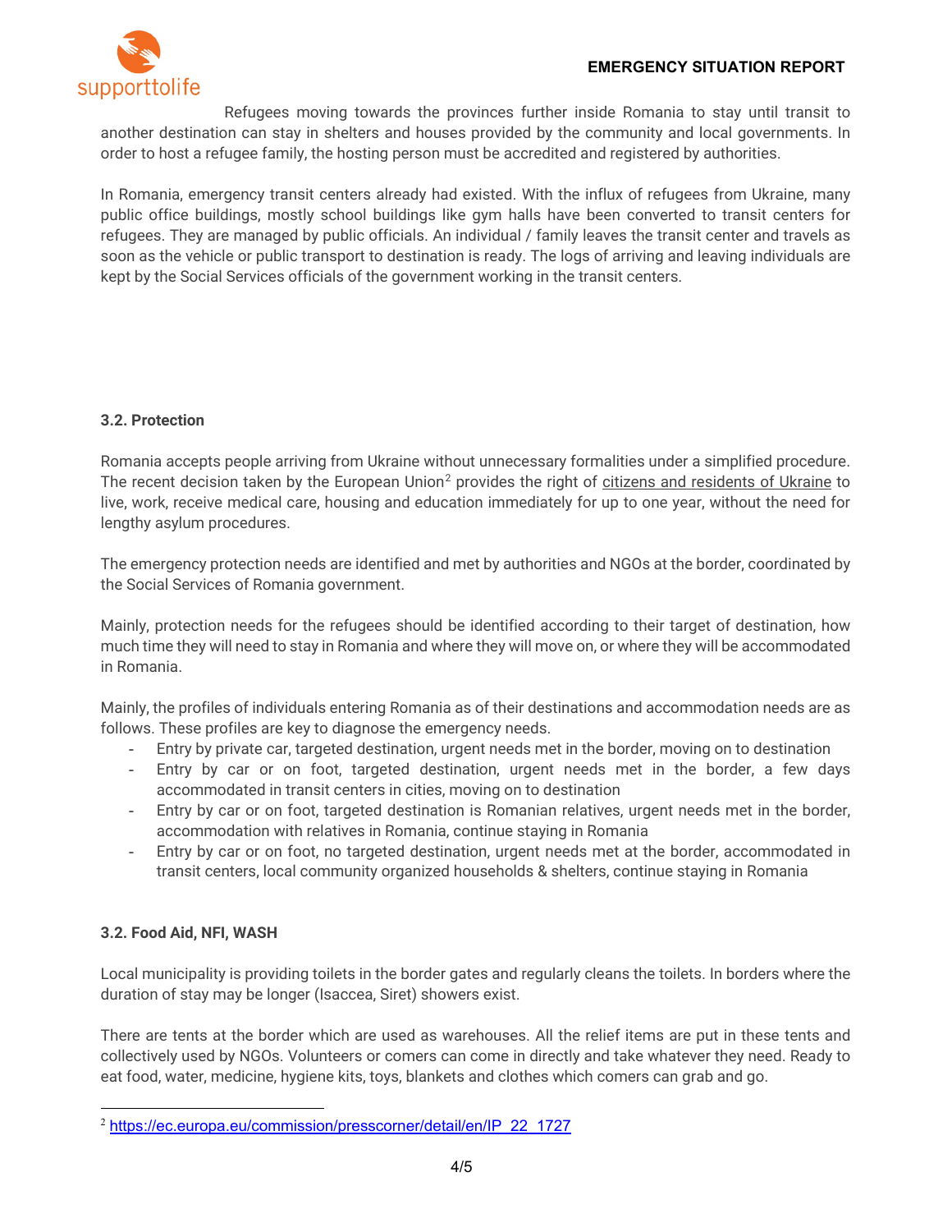Refugees moving towards the provinces further inside Romania to stay until transit to another destination can stay in shelters and houses provided by the community and local governments. In order to host a refugee family, the hosting person must be accredited and registered by authorities.

In Romania, emergency transit centers already had existed. With the influx of refugees from Ukraine, many public office buildings, mostly school buildings like gym halls have been converted to transit centers for refugees. They are managed by public officials. An individual / family leaves the transit center and travels as soon as the vehicle or public transport to destination is ready. The logs of arriving and leaving individuals are kept by the Social Services officials of the government working in the transit centers.

### 3.2. Protection

Romania accepts people arriving from Ukraine without unnecessary formalities under a simplified procedure. The recent decision taken by the European Union[2] provides the right of citizens and residents of Ukraine to live, work, receive medical care, housing and education immediately for up to one year, without the need for lengthy asylum procedures.

The emergency protection needs are identified and met by authorities and NGOs at the border, coordinated by the Social Services of Romania government.

Mainly, protection needs for the refugees should be identified according to their target of destination, how much time they will need to stay in Romania and where they will move on, or where they will be accommodated in Romania.

Mainly, the profiles of individuals entering Romania as of their destinations and accommodation needs are as follows. These profiles are key to diagnose the emergency needs.

- Entry by private car, targeted destination, urgent needs met in the border, moving on to destination
- Entry by car or on foot, targeted destination, urgent needs met in the border, a few days accommodated in transit centers in cities, moving on to destination
- Entry by car or on foot, targeted destination is Romanian relatives, urgent needs met in the border, accommodation with relatives in Romania, continue staying in Romania
- Entry by car or on foot, no targeted destination, urgent needs met at the border, accommodated in transit centers, local community organized households & shelters, continue staying in Romania

### 3.2. Food Aid, NFI, WASH

Local municipality is providing toilets in the border gates and regularly cleans the toilets. In borders where the duration of stay may be longer (Isaccea, Siret) showers exist.

There are tents at the border which are used as warehouses. All the relief items are put in these tents and collectively used by NGOs. Volunteers or comers can come in directly and take whatever they need. Ready to eat food, water, medicine, hygiene kits, toys, blankets and clothes which comers can grab and go.

---

[2] https://ec.europa.eu/commission/presscorner/detail/en/IP_22_1727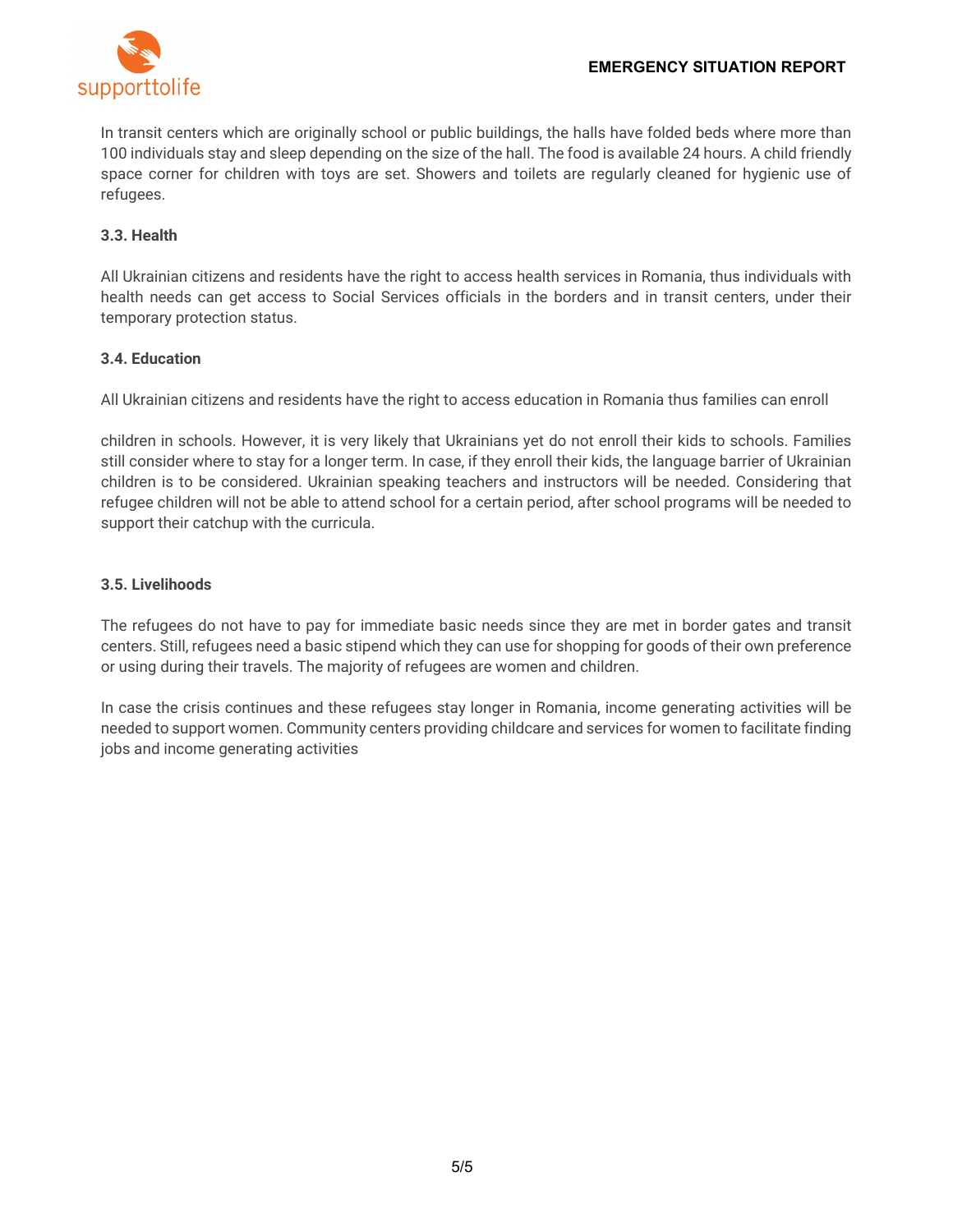In transit centers which are originally school or public buildings, the halls have folded beds where more than 100 individuals stay and sleep depending on the size of the hall. The food is available 24 hours. A child friendly space corner for children with toys are set. Showers and toilets are regularly cleaned for hygienic use of refugees.

### 3.3. Health

All Ukrainian citizens and residents have the right to access health services in Romania, thus individuals with health needs can get access to Social Services officials in the borders and in transit centers, under their temporary protection status.

### 3.4. Education

All Ukrainian citizens and residents have the right to access education in Romania thus families can enroll

children in schools. However, it is very likely that Ukrainians yet do not enroll their kids to schools. Families still consider where to stay for a longer term. In case, if they enroll their kids, the language barrier of Ukrainian children is to be considered. Ukrainian speaking teachers and instructors will be needed. Considering that refugee children will not be able to attend school for a certain period, after school programs will be needed to support their catchup with the curricula.

### 3.5. Livelihoods

The refugees do not have to pay for immediate basic needs since they are met in border gates and transit centers. Still, refugees need a basic stipend which they can use for shopping for goods of their own preference or using during their travels. The majority of refugees are women and children.

In case the crisis continues and these refugees stay longer in Romania, income generating activities will be needed to support women. Community centers providing childcare and services for women to facilitate finding jobs and income generating activities